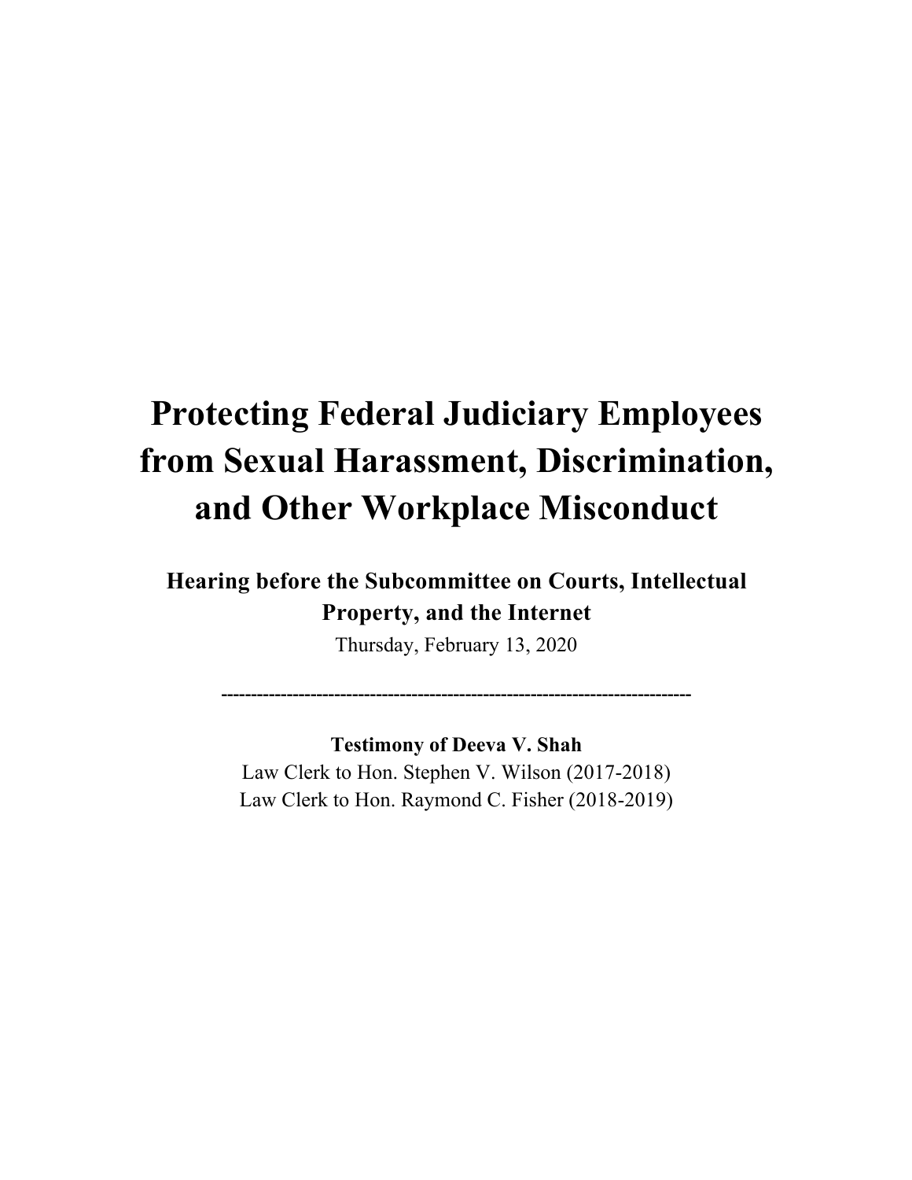# Protecting Federal Judiciary Employees from Sexual Harassment, Discrimination, and Other Workplace Misconduct

**Hearing before the Subcommittee on Courts, Intellectual Property, and the Internet**

Thursday, February 13, 2020

---

**Testimony of Deeva V. Shah**

Law Clerk to Hon. Stephen V. Wilson (2017-2018)

Law Clerk to Hon. Raymond C. Fisher (2018-2019)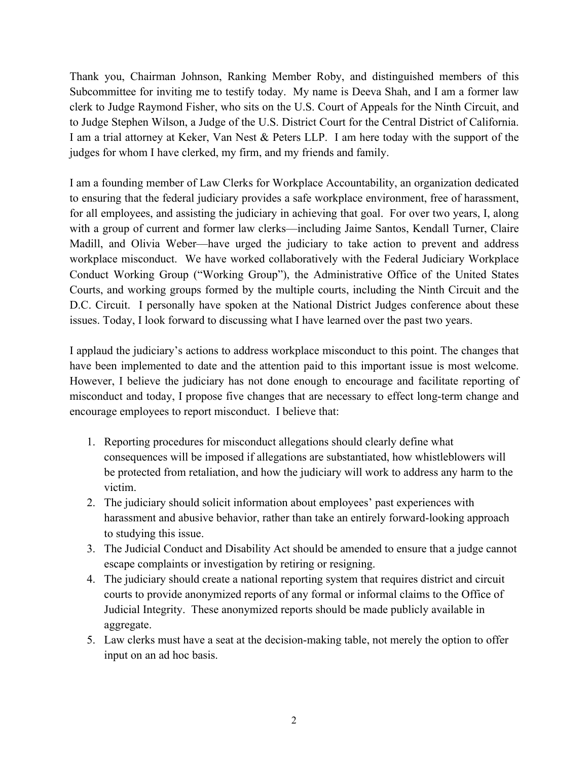Thank you, Chairman Johnson, Ranking Member Roby, and distinguished members of this Subcommittee for inviting me to testify today. My name is Deeva Shah, and I am a former law clerk to Judge Raymond Fisher, who sits on the U.S. Court of Appeals for the Ninth Circuit, and to Judge Stephen Wilson, a Judge of the U.S. District Court for the Central District of California. I am a trial attorney at Keker, Van Nest & Peters LLP. I am here today with the support of the judges for whom I have clerked, my firm, and my friends and family.

I am a founding member of Law Clerks for Workplace Accountability, an organization dedicated to ensuring that the federal judiciary provides a safe workplace environment, free of harassment, for all employees, and assisting the judiciary in achieving that goal. For over two years, I, along with a group of current and former law clerks—including Jaime Santos, Kendall Turner, Claire Madill, and Olivia Weber—have urged the judiciary to take action to prevent and address workplace misconduct. We have worked collaboratively with the Federal Judiciary Workplace Conduct Working Group ("Working Group"), the Administrative Office of the United States Courts, and working groups formed by the multiple courts, including the Ninth Circuit and the D.C. Circuit. I personally have spoken at the National District Judges conference about these issues. Today, I look forward to discussing what I have learned over the past two years.

I applaud the judiciary's actions to address workplace misconduct to this point. The changes that have been implemented to date and the attention paid to this important issue is most welcome. However, I believe the judiciary has not done enough to encourage and facilitate reporting of misconduct and today, I propose five changes that are necessary to effect long-term change and encourage employees to report misconduct. I believe that:

1. Reporting procedures for misconduct allegations should clearly define what consequences will be imposed if allegations are substantiated, how whistleblowers will be protected from retaliation, and how the judiciary will work to address any harm to the victim.
2. The judiciary should solicit information about employees' past experiences with harassment and abusive behavior, rather than take an entirely forward-looking approach to studying this issue.
3. The Judicial Conduct and Disability Act should be amended to ensure that a judge cannot escape complaints or investigation by retiring or resigning.
4. The judiciary should create a national reporting system that requires district and circuit courts to provide anonymized reports of any formal or informal claims to the Office of Judicial Integrity. These anonymized reports should be made publicly available in aggregate.
5. Law clerks must have a seat at the decision-making table, not merely the option to offer input on an ad hoc basis.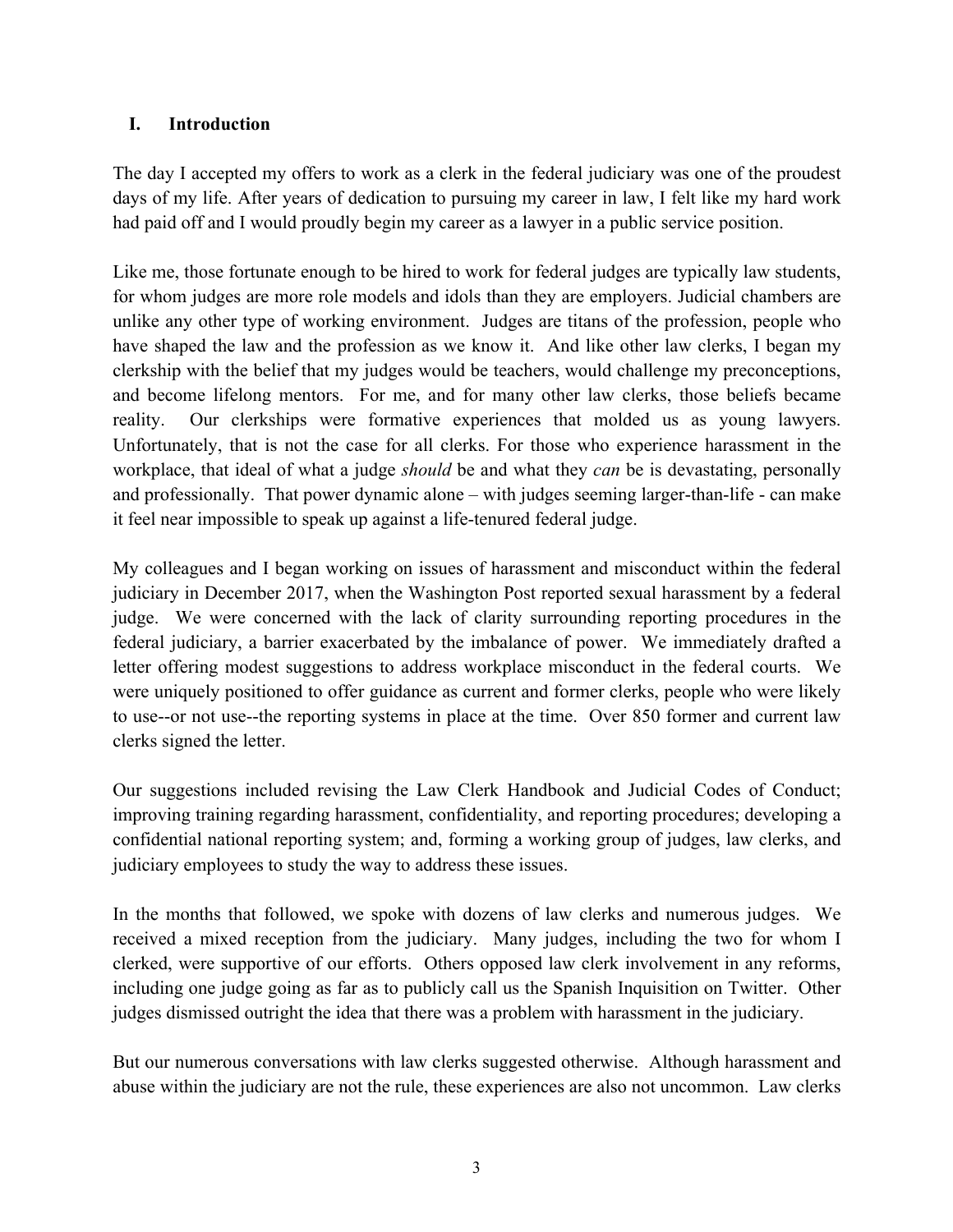## I. Introduction

The day I accepted my offers to work as a clerk in the federal judiciary was one of the proudest days of my life. After years of dedication to pursuing my career in law, I felt like my hard work had paid off and I would proudly begin my career as a lawyer in a public service position.

Like me, those fortunate enough to be hired to work for federal judges are typically law students, for whom judges are more role models and idols than they are employers. Judicial chambers are unlike any other type of working environment. Judges are titans of the profession, people who have shaped the law and the profession as we know it. And like other law clerks, I began my clerkship with the belief that my judges would be teachers, would challenge my preconceptions, and become lifelong mentors. For me, and for many other law clerks, those beliefs became reality. Our clerkships were formative experiences that molded us as young lawyers. Unfortunately, that is not the case for all clerks. For those who experience harassment in the workplace, that ideal of what a judge *should* be and what they *can* be is devastating, personally and professionally. That power dynamic alone – with judges seeming larger-than-life - can make it feel near impossible to speak up against a life-tenured federal judge.

My colleagues and I began working on issues of harassment and misconduct within the federal judiciary in December 2017, when the Washington Post reported sexual harassment by a federal judge. We were concerned with the lack of clarity surrounding reporting procedures in the federal judiciary, a barrier exacerbated by the imbalance of power. We immediately drafted a letter offering modest suggestions to address workplace misconduct in the federal courts. We were uniquely positioned to offer guidance as current and former clerks, people who were likely to use--or not use--the reporting systems in place at the time. Over 850 former and current law clerks signed the letter.

Our suggestions included revising the Law Clerk Handbook and Judicial Codes of Conduct; improving training regarding harassment, confidentiality, and reporting procedures; developing a confidential national reporting system; and, forming a working group of judges, law clerks, and judiciary employees to study the way to address these issues.

In the months that followed, we spoke with dozens of law clerks and numerous judges. We received a mixed reception from the judiciary. Many judges, including the two for whom I clerked, were supportive of our efforts. Others opposed law clerk involvement in any reforms, including one judge going as far as to publicly call us the Spanish Inquisition on Twitter. Other judges dismissed outright the idea that there was a problem with harassment in the judiciary.

But our numerous conversations with law clerks suggested otherwise. Although harassment and abuse within the judiciary are not the rule, these experiences are also not uncommon. Law clerks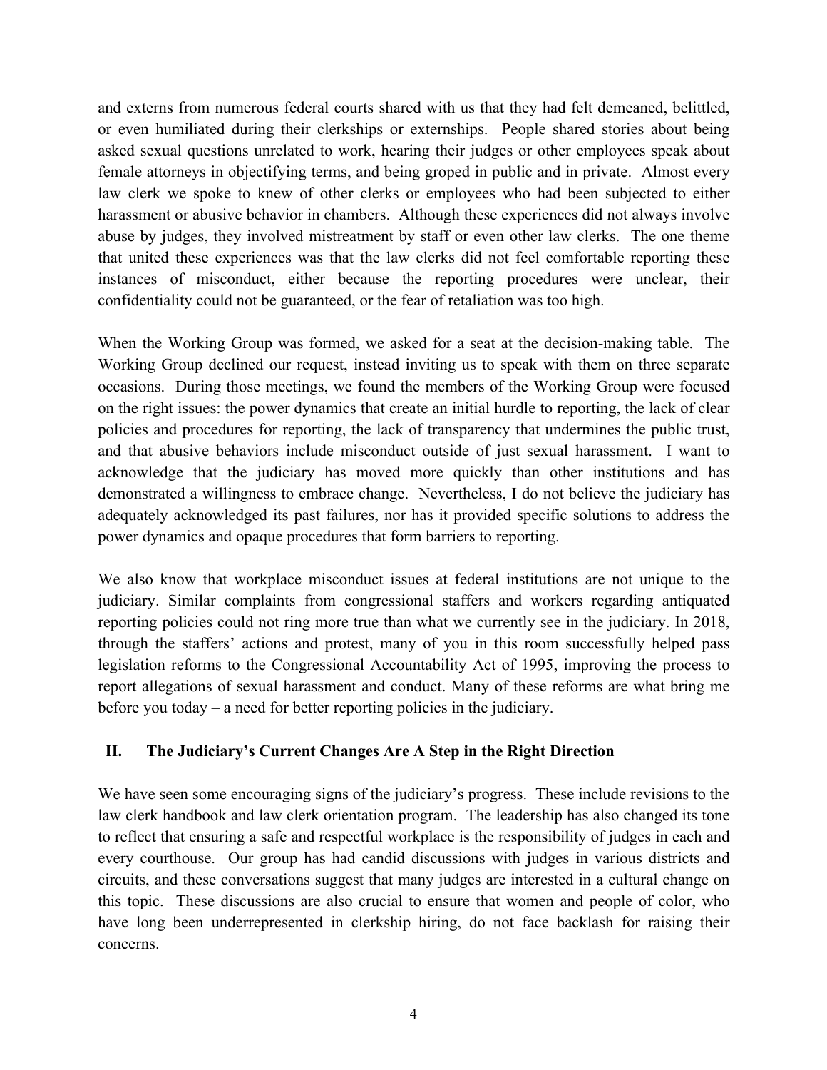and externs from numerous federal courts shared with us that they had felt demeaned, belittled, or even humiliated during their clerkships or externships. People shared stories about being asked sexual questions unrelated to work, hearing their judges or other employees speak about female attorneys in objectifying terms, and being groped in public and in private. Almost every law clerk we spoke to knew of other clerks or employees who had been subjected to either harassment or abusive behavior in chambers. Although these experiences did not always involve abuse by judges, they involved mistreatment by staff or even other law clerks. The one theme that united these experiences was that the law clerks did not feel comfortable reporting these instances of misconduct, either because the reporting procedures were unclear, their confidentiality could not be guaranteed, or the fear of retaliation was too high.

When the Working Group was formed, we asked for a seat at the decision-making table. The Working Group declined our request, instead inviting us to speak with them on three separate occasions. During those meetings, we found the members of the Working Group were focused on the right issues: the power dynamics that create an initial hurdle to reporting, the lack of clear policies and procedures for reporting, the lack of transparency that undermines the public trust, and that abusive behaviors include misconduct outside of just sexual harassment. I want to acknowledge that the judiciary has moved more quickly than other institutions and has demonstrated a willingness to embrace change. Nevertheless, I do not believe the judiciary has adequately acknowledged its past failures, nor has it provided specific solutions to address the power dynamics and opaque procedures that form barriers to reporting.

We also know that workplace misconduct issues at federal institutions are not unique to the judiciary. Similar complaints from congressional staffers and workers regarding antiquated reporting policies could not ring more true than what we currently see in the judiciary. In 2018, through the staffers' actions and protest, many of you in this room successfully helped pass legislation reforms to the Congressional Accountability Act of 1995, improving the process to report allegations of sexual harassment and conduct. Many of these reforms are what bring me before you today – a need for better reporting policies in the judiciary.

## II. The Judiciary's Current Changes Are A Step in the Right Direction

We have seen some encouraging signs of the judiciary's progress. These include revisions to the law clerk handbook and law clerk orientation program. The leadership has also changed its tone to reflect that ensuring a safe and respectful workplace is the responsibility of judges in each and every courthouse. Our group has had candid discussions with judges in various districts and circuits, and these conversations suggest that many judges are interested in a cultural change on this topic. These discussions are also crucial to ensure that women and people of color, who have long been underrepresented in clerkship hiring, do not face backlash for raising their concerns.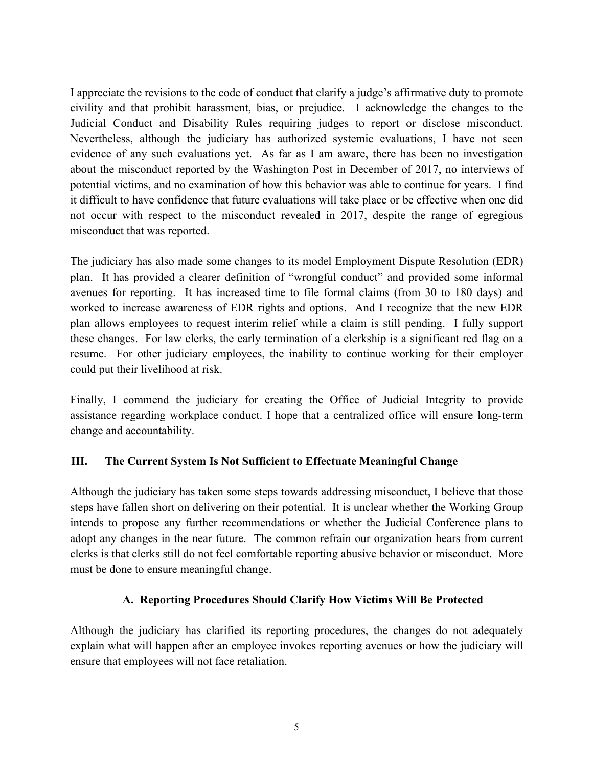I appreciate the revisions to the code of conduct that clarify a judge's affirmative duty to promote civility and that prohibit harassment, bias, or prejudice. I acknowledge the changes to the Judicial Conduct and Disability Rules requiring judges to report or disclose misconduct. Nevertheless, although the judiciary has authorized systemic evaluations, I have not seen evidence of any such evaluations yet. As far as I am aware, there has been no investigation about the misconduct reported by the Washington Post in December of 2017, no interviews of potential victims, and no examination of how this behavior was able to continue for years. I find it difficult to have confidence that future evaluations will take place or be effective when one did not occur with respect to the misconduct revealed in 2017, despite the range of egregious misconduct that was reported.

The judiciary has also made some changes to its model Employment Dispute Resolution (EDR) plan. It has provided a clearer definition of "wrongful conduct" and provided some informal avenues for reporting. It has increased time to file formal claims (from 30 to 180 days) and worked to increase awareness of EDR rights and options. And I recognize that the new EDR plan allows employees to request interim relief while a claim is still pending. I fully support these changes. For law clerks, the early termination of a clerkship is a significant red flag on a resume. For other judiciary employees, the inability to continue working for their employer could put their livelihood at risk.

Finally, I commend the judiciary for creating the Office of Judicial Integrity to provide assistance regarding workplace conduct. I hope that a centralized office will ensure long-term change and accountability.

## III. The Current System Is Not Sufficient to Effectuate Meaningful Change

Although the judiciary has taken some steps towards addressing misconduct, I believe that those steps have fallen short on delivering on their potential. It is unclear whether the Working Group intends to propose any further recommendations or whether the Judicial Conference plans to adopt any changes in the near future. The common refrain our organization hears from current clerks is that clerks still do not feel comfortable reporting abusive behavior or misconduct. More must be done to ensure meaningful change.

### A. Reporting Procedures Should Clarify How Victims Will Be Protected

Although the judiciary has clarified its reporting procedures, the changes do not adequately explain what will happen after an employee invokes reporting avenues or how the judiciary will ensure that employees will not face retaliation.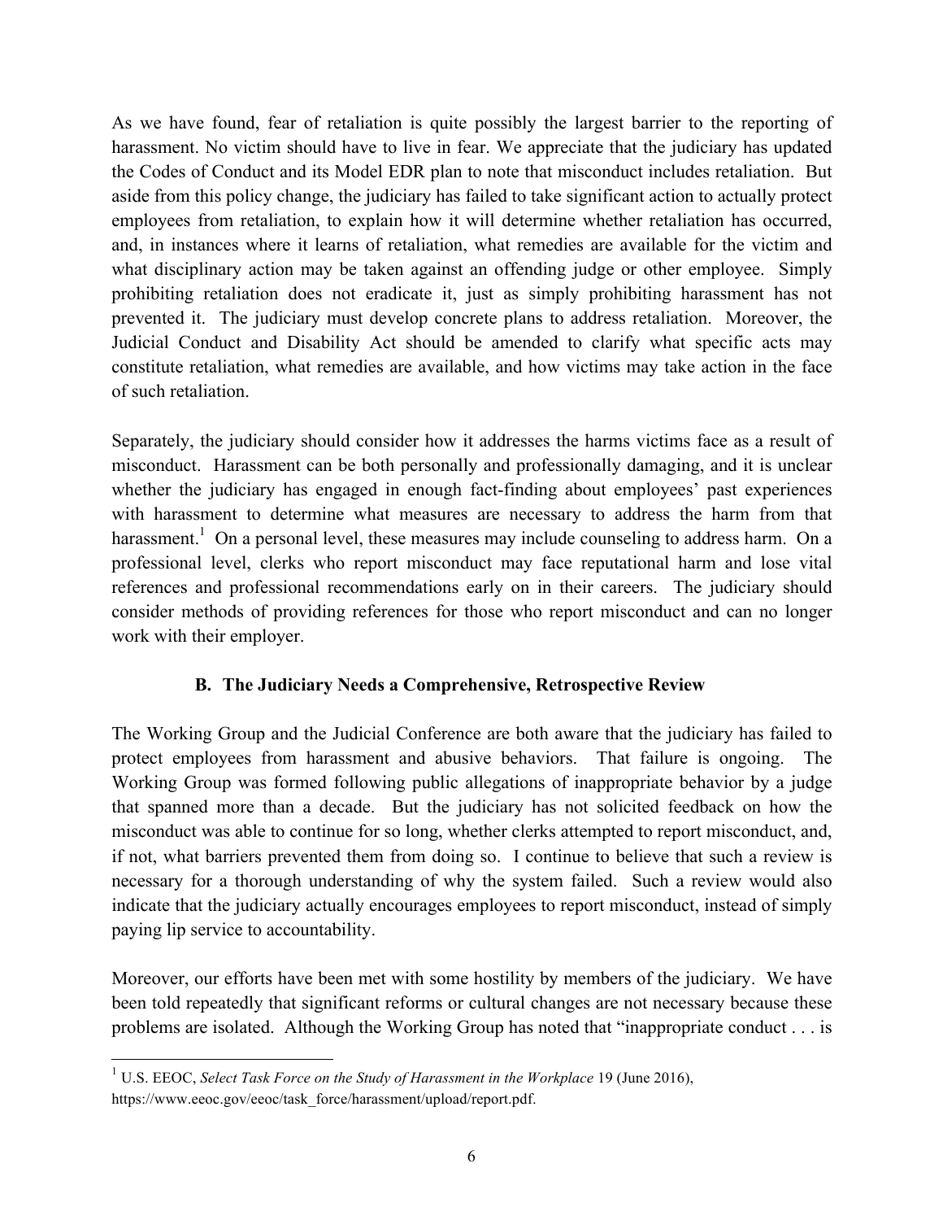As we have found, fear of retaliation is quite possibly the largest barrier to the reporting of harassment. No victim should have to live in fear. We appreciate that the judiciary has updated the Codes of Conduct and its Model EDR plan to note that misconduct includes retaliation. But aside from this policy change, the judiciary has failed to take significant action to actually protect employees from retaliation, to explain how it will determine whether retaliation has occurred, and, in instances where it learns of retaliation, what remedies are available for the victim and what disciplinary action may be taken against an offending judge or other employee. Simply prohibiting retaliation does not eradicate it, just as simply prohibiting harassment has not prevented it. The judiciary must develop concrete plans to address retaliation. Moreover, the Judicial Conduct and Disability Act should be amended to clarify what specific acts may constitute retaliation, what remedies are available, and how victims may take action in the face of such retaliation.

Separately, the judiciary should consider how it addresses the harms victims face as a result of misconduct. Harassment can be both personally and professionally damaging, and it is unclear whether the judiciary has engaged in enough fact-finding about employees' past experiences with harassment to determine what measures are necessary to address the harm from that harassment.[1] On a personal level, these measures may include counseling to address harm. On a professional level, clerks who report misconduct may face reputational harm and lose vital references and professional recommendations early on in their careers. The judiciary should consider methods of providing references for those who report misconduct and can no longer work with their employer.

### B. The Judiciary Needs a Comprehensive, Retrospective Review

The Working Group and the Judicial Conference are both aware that the judiciary has failed to protect employees from harassment and abusive behaviors. That failure is ongoing. The Working Group was formed following public allegations of inappropriate behavior by a judge that spanned more than a decade. But the judiciary has not solicited feedback on how the misconduct was able to continue for so long, whether clerks attempted to report misconduct, and, if not, what barriers prevented them from doing so. I continue to believe that such a review is necessary for a thorough understanding of why the system failed. Such a review would also indicate that the judiciary actually encourages employees to report misconduct, instead of simply paying lip service to accountability.

Moreover, our efforts have been met with some hostility by members of the judiciary. We have been told repeatedly that significant reforms or cultural changes are not necessary because these problems are isolated. Although the Working Group has noted that "inappropriate conduct . . . is

---

[1] U.S. EEOC, *Select Task Force on the Study of Harassment in the Workplace* 19 (June 2016), https://www.eeoc.gov/eeoc/task_force/harassment/upload/report.pdf.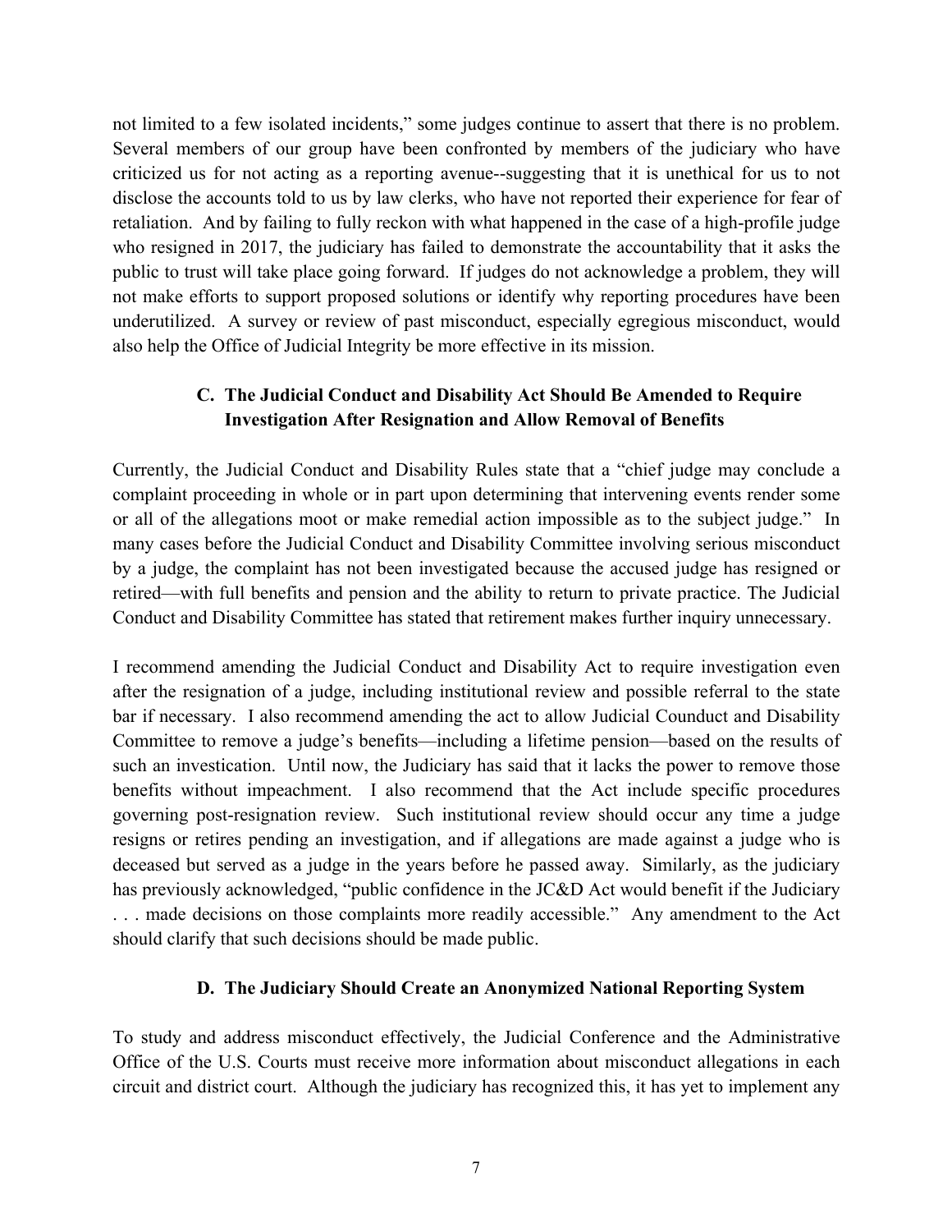not limited to a few isolated incidents," some judges continue to assert that there is no problem. Several members of our group have been confronted by members of the judiciary who have criticized us for not acting as a reporting avenue--suggesting that it is unethical for us to not disclose the accounts told to us by law clerks, who have not reported their experience for fear of retaliation. And by failing to fully reckon with what happened in the case of a high-profile judge who resigned in 2017, the judiciary has failed to demonstrate the accountability that it asks the public to trust will take place going forward. If judges do not acknowledge a problem, they will not make efforts to support proposed solutions or identify why reporting procedures have been underutilized. A survey or review of past misconduct, especially egregious misconduct, would also help the Office of Judicial Integrity be more effective in its mission.

### C. The Judicial Conduct and Disability Act Should Be Amended to Require Investigation After Resignation and Allow Removal of Benefits

Currently, the Judicial Conduct and Disability Rules state that a "chief judge may conclude a complaint proceeding in whole or in part upon determining that intervening events render some or all of the allegations moot or make remedial action impossible as to the subject judge." In many cases before the Judicial Conduct and Disability Committee involving serious misconduct by a judge, the complaint has not been investigated because the accused judge has resigned or retired—with full benefits and pension and the ability to return to private practice. The Judicial Conduct and Disability Committee has stated that retirement makes further inquiry unnecessary.

I recommend amending the Judicial Conduct and Disability Act to require investigation even after the resignation of a judge, including institutional review and possible referral to the state bar if necessary. I also recommend amending the act to allow Judicial Counduct and Disability Committee to remove a judge's benefits—including a lifetime pension—based on the results of such an investication. Until now, the Judiciary has said that it lacks the power to remove those benefits without impeachment. I also recommend that the Act include specific procedures governing post-resignation review. Such institutional review should occur any time a judge resigns or retires pending an investigation, and if allegations are made against a judge who is deceased but served as a judge in the years before he passed away. Similarly, as the judiciary has previously acknowledged, "public confidence in the JC&D Act would benefit if the Judiciary . . . made decisions on those complaints more readily accessible." Any amendment to the Act should clarify that such decisions should be made public.

### D. The Judiciary Should Create an Anonymized National Reporting System

To study and address misconduct effectively, the Judicial Conference and the Administrative Office of the U.S. Courts must receive more information about misconduct allegations in each circuit and district court. Although the judiciary has recognized this, it has yet to implement any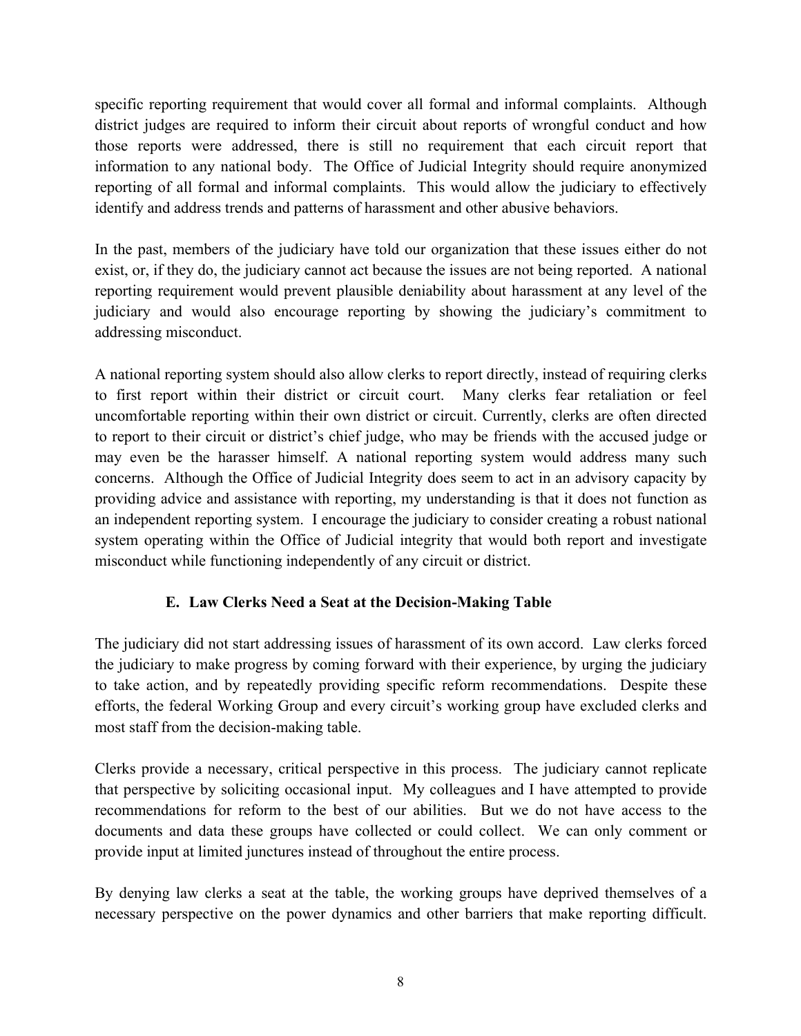specific reporting requirement that would cover all formal and informal complaints. Although district judges are required to inform their circuit about reports of wrongful conduct and how those reports were addressed, there is still no requirement that each circuit report that information to any national body. The Office of Judicial Integrity should require anonymized reporting of all formal and informal complaints. This would allow the judiciary to effectively identify and address trends and patterns of harassment and other abusive behaviors.

In the past, members of the judiciary have told our organization that these issues either do not exist, or, if they do, the judiciary cannot act because the issues are not being reported. A national reporting requirement would prevent plausible deniability about harassment at any level of the judiciary and would also encourage reporting by showing the judiciary's commitment to addressing misconduct.

A national reporting system should also allow clerks to report directly, instead of requiring clerks to first report within their district or circuit court. Many clerks fear retaliation or feel uncomfortable reporting within their own district or circuit. Currently, clerks are often directed to report to their circuit or district's chief judge, who may be friends with the accused judge or may even be the harasser himself. A national reporting system would address many such concerns. Although the Office of Judicial Integrity does seem to act in an advisory capacity by providing advice and assistance with reporting, my understanding is that it does not function as an independent reporting system. I encourage the judiciary to consider creating a robust national system operating within the Office of Judicial integrity that would both report and investigate misconduct while functioning independently of any circuit or district.

### E. Law Clerks Need a Seat at the Decision-Making Table

The judiciary did not start addressing issues of harassment of its own accord. Law clerks forced the judiciary to make progress by coming forward with their experience, by urging the judiciary to take action, and by repeatedly providing specific reform recommendations. Despite these efforts, the federal Working Group and every circuit's working group have excluded clerks and most staff from the decision-making table.

Clerks provide a necessary, critical perspective in this process. The judiciary cannot replicate that perspective by soliciting occasional input. My colleagues and I have attempted to provide recommendations for reform to the best of our abilities. But we do not have access to the documents and data these groups have collected or could collect. We can only comment or provide input at limited junctures instead of throughout the entire process.

By denying law clerks a seat at the table, the working groups have deprived themselves of a necessary perspective on the power dynamics and other barriers that make reporting difficult.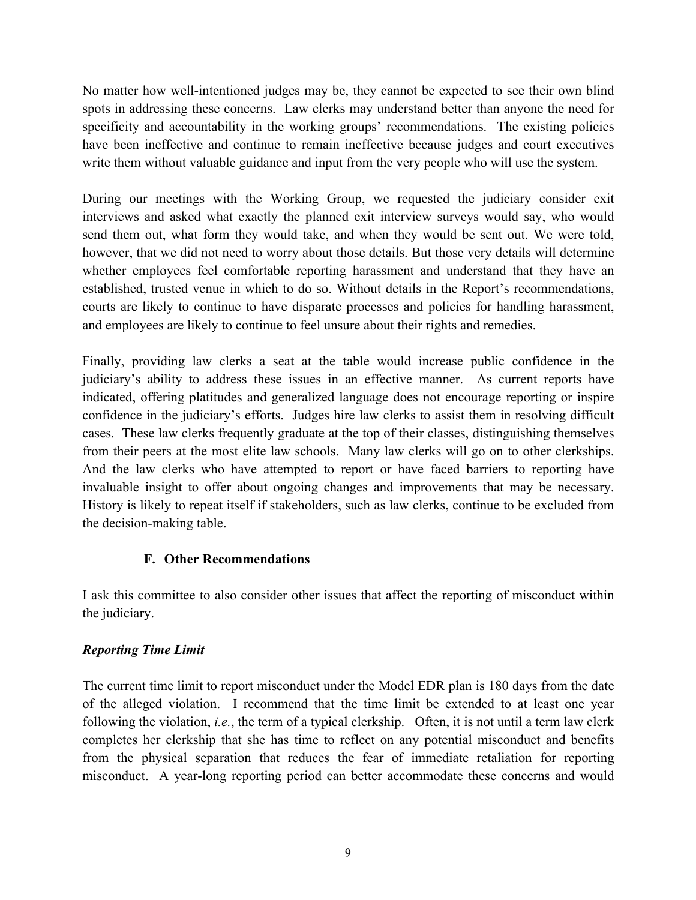No matter how well-intentioned judges may be, they cannot be expected to see their own blind spots in addressing these concerns. Law clerks may understand better than anyone the need for specificity and accountability in the working groups' recommendations. The existing policies have been ineffective and continue to remain ineffective because judges and court executives write them without valuable guidance and input from the very people who will use the system.

During our meetings with the Working Group, we requested the judiciary consider exit interviews and asked what exactly the planned exit interview surveys would say, who would send them out, what form they would take, and when they would be sent out. We were told, however, that we did not need to worry about those details. But those very details will determine whether employees feel comfortable reporting harassment and understand that they have an established, trusted venue in which to do so. Without details in the Report's recommendations, courts are likely to continue to have disparate processes and policies for handling harassment, and employees are likely to continue to feel unsure about their rights and remedies.

Finally, providing law clerks a seat at the table would increase public confidence in the judiciary's ability to address these issues in an effective manner. As current reports have indicated, offering platitudes and generalized language does not encourage reporting or inspire confidence in the judiciary's efforts. Judges hire law clerks to assist them in resolving difficult cases. These law clerks frequently graduate at the top of their classes, distinguishing themselves from their peers at the most elite law schools. Many law clerks will go on to other clerkships. And the law clerks who have attempted to report or have faced barriers to reporting have invaluable insight to offer about ongoing changes and improvements that may be necessary. History is likely to repeat itself if stakeholders, such as law clerks, continue to be excluded from the decision-making table.

### F. Other Recommendations

I ask this committee to also consider other issues that affect the reporting of misconduct within the judiciary.

***Reporting Time Limit***

The current time limit to report misconduct under the Model EDR plan is 180 days from the date of the alleged violation. I recommend that the time limit be extended to at least one year following the violation, *i.e.*, the term of a typical clerkship. Often, it is not until a term law clerk completes her clerkship that she has time to reflect on any potential misconduct and benefits from the physical separation that reduces the fear of immediate retaliation for reporting misconduct. A year-long reporting period can better accommodate these concerns and would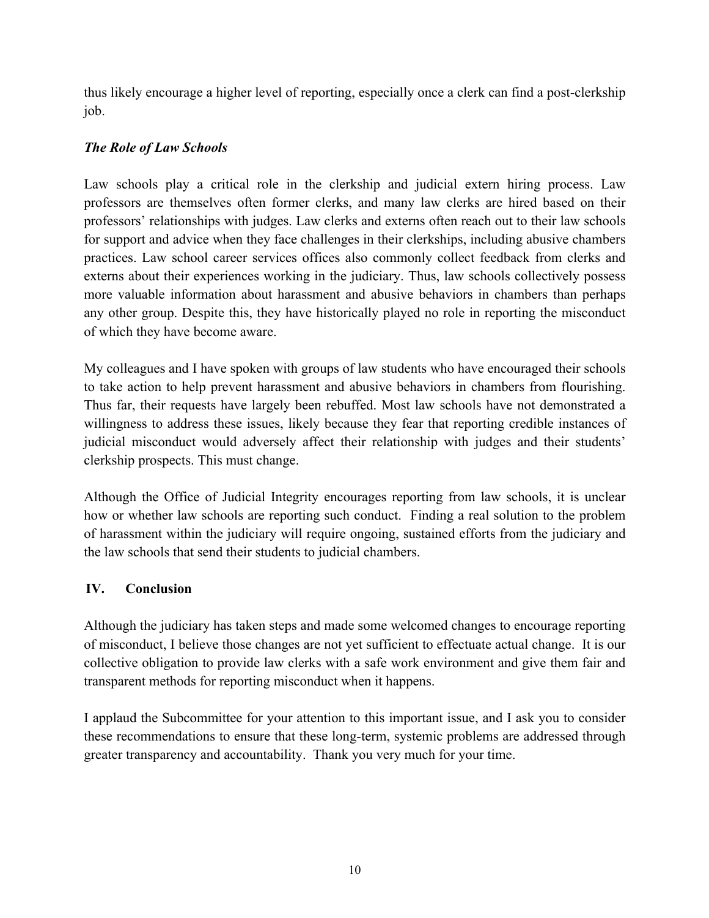thus likely encourage a higher level of reporting, especially once a clerk can find a post-clerkship job.

### *The Role of Law Schools*

Law schools play a critical role in the clerkship and judicial extern hiring process. Law professors are themselves often former clerks, and many law clerks are hired based on their professors' relationships with judges. Law clerks and externs often reach out to their law schools for support and advice when they face challenges in their clerkships, including abusive chambers practices. Law school career services offices also commonly collect feedback from clerks and externs about their experiences working in the judiciary. Thus, law schools collectively possess more valuable information about harassment and abusive behaviors in chambers than perhaps any other group. Despite this, they have historically played no role in reporting the misconduct of which they have become aware.

My colleagues and I have spoken with groups of law students who have encouraged their schools to take action to help prevent harassment and abusive behaviors in chambers from flourishing. Thus far, their requests have largely been rebuffed. Most law schools have not demonstrated a willingness to address these issues, likely because they fear that reporting credible instances of judicial misconduct would adversely affect their relationship with judges and their students' clerkship prospects. This must change.

Although the Office of Judicial Integrity encourages reporting from law schools, it is unclear how or whether law schools are reporting such conduct. Finding a real solution to the problem of harassment within the judiciary will require ongoing, sustained efforts from the judiciary and the law schools that send their students to judicial chambers.

## IV. Conclusion

Although the judiciary has taken steps and made some welcomed changes to encourage reporting of misconduct, I believe those changes are not yet sufficient to effectuate actual change. It is our collective obligation to provide law clerks with a safe work environment and give them fair and transparent methods for reporting misconduct when it happens.

I applaud the Subcommittee for your attention to this important issue, and I ask you to consider these recommendations to ensure that these long-term, systemic problems are addressed through greater transparency and accountability. Thank you very much for your time.